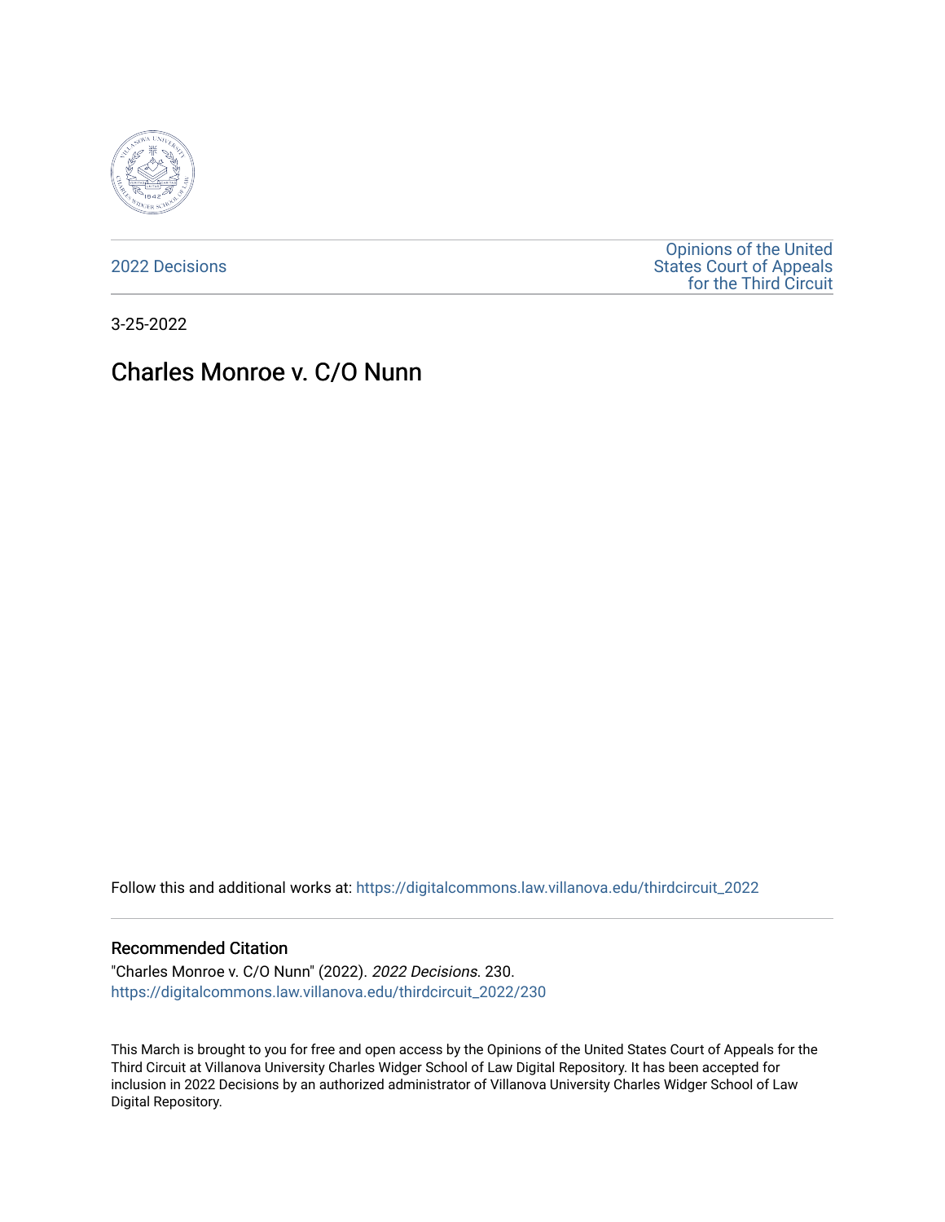2022 Decisions

Opinions of the United States Court of Appeals for the Third Circuit

3-25-2022

# Charles Monroe v. C/O Nunn

Follow this and additional works at: https://digitalcommons.law.villanova.edu/thirdcircuit_2022

## Recommended Citation

"Charles Monroe v. C/O Nunn" (2022). *2022 Decisions*. 230.
https://digitalcommons.law.villanova.edu/thirdcircuit_2022/230

This March is brought to you for free and open access by the Opinions of the United States Court of Appeals for the Third Circuit at Villanova University Charles Widger School of Law Digital Repository. It has been accepted for inclusion in 2022 Decisions by an authorized administrator of Villanova University Charles Widger School of Law Digital Repository.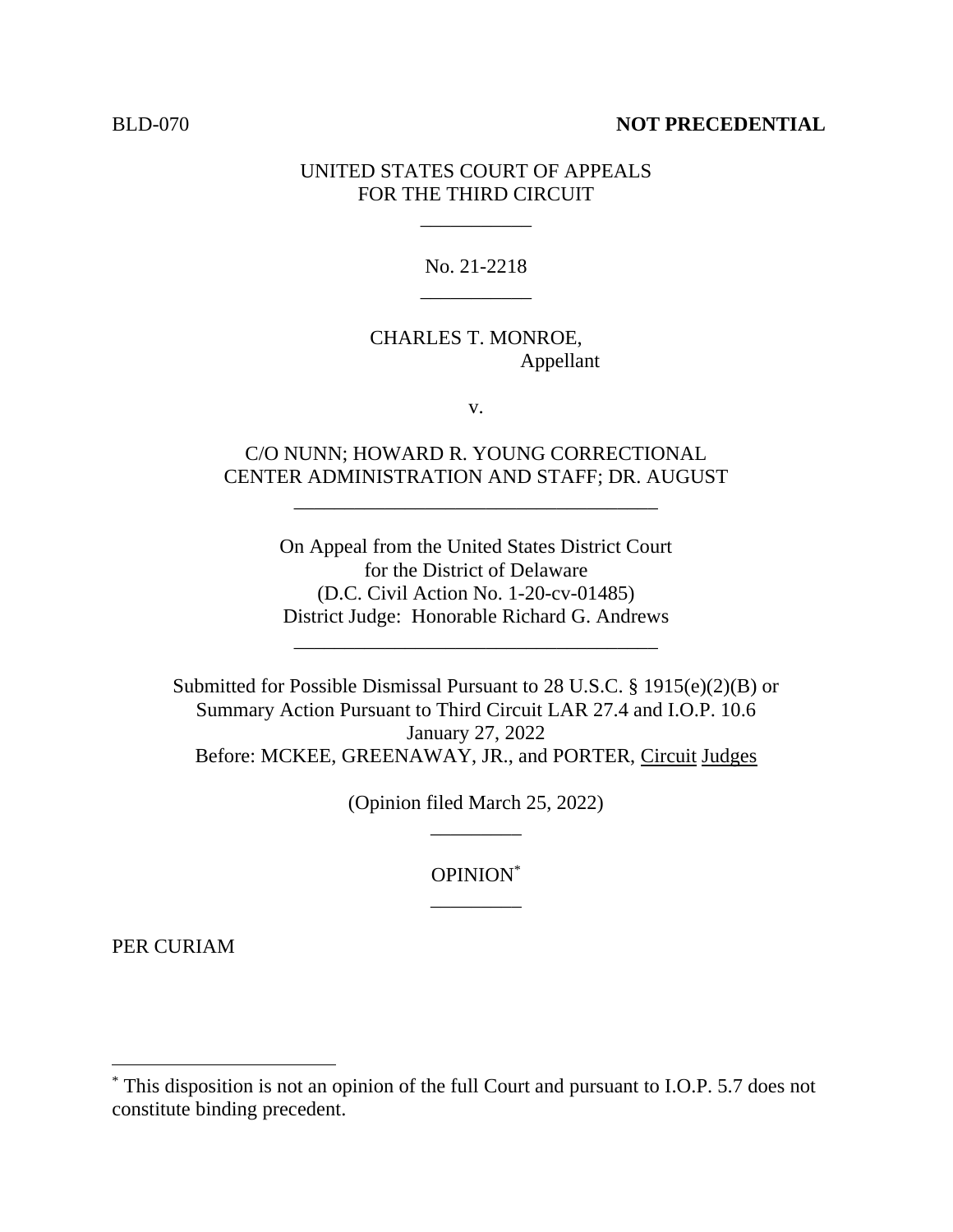BLD-070 **NOT PRECEDENTIAL**

UNITED STATES COURT OF APPEALS
FOR THE THIRD CIRCUIT

___________

No. 21-2218

___________

CHARLES T. MONROE,
Appellant

v.

C/O NUNN; HOWARD R. YOUNG CORRECTIONAL CENTER ADMINISTRATION AND STAFF; DR. AUGUST

____________________________________

On Appeal from the United States District Court
for the District of Delaware
(D.C. Civil Action No. 1-20-cv-01485)
District Judge: Honorable Richard G. Andrews

____________________________________

Submitted for Possible Dismissal Pursuant to 28 U.S.C. § 1915(e)(2)(B) or
Summary Action Pursuant to Third Circuit LAR 27.4 and I.O.P. 10.6
January 27, 2022
Before: MCKEE, GREENAWAY, JR., and PORTER, Circuit Judges

(Opinion filed March 25, 2022)

_________

OPINION[*]

_________

PER CURIAM

---

[*] This disposition is not an opinion of the full Court and pursuant to I.O.P. 5.7 does not constitute binding precedent.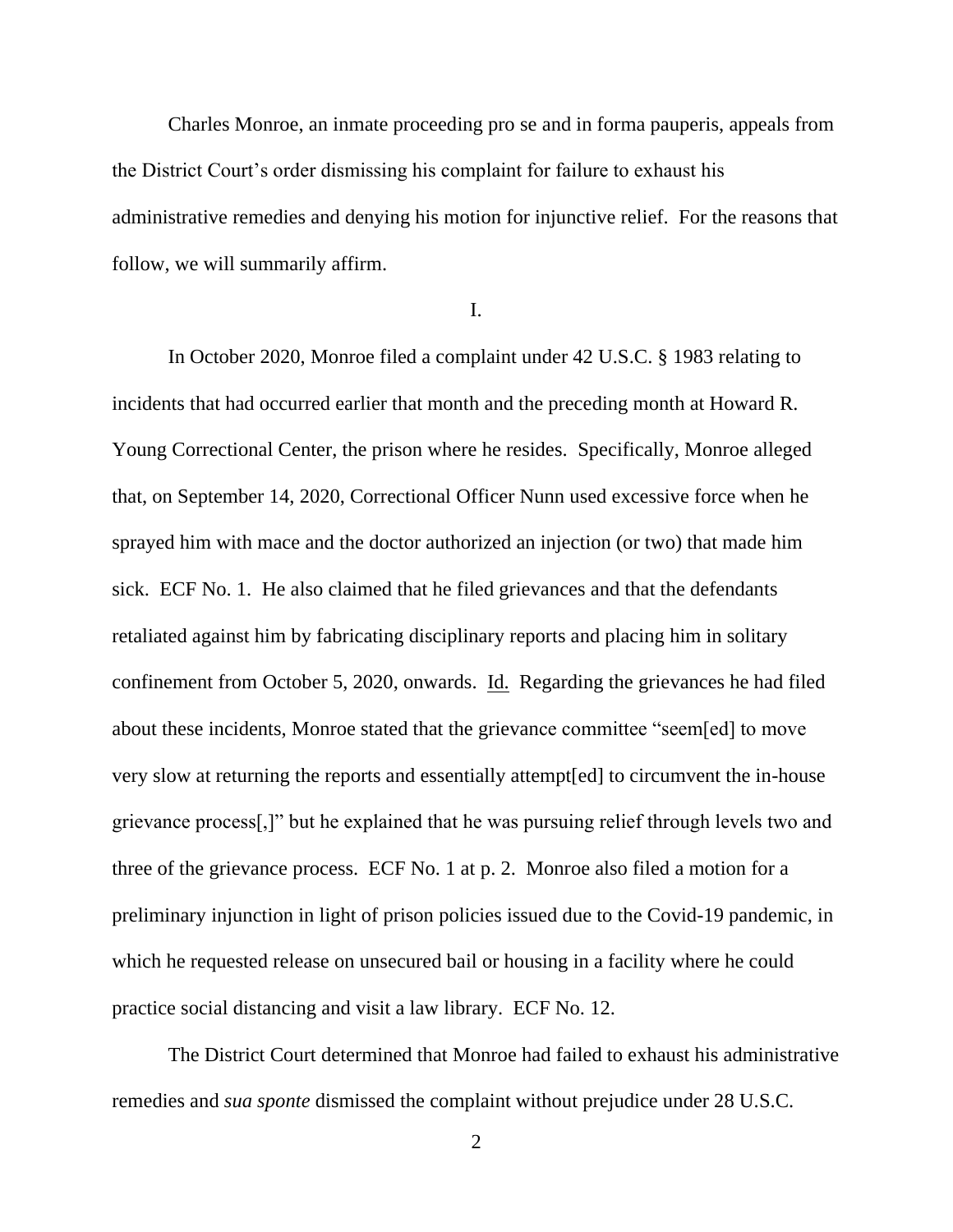Charles Monroe, an inmate proceeding pro se and in forma pauperis, appeals from the District Court's order dismissing his complaint for failure to exhaust his administrative remedies and denying his motion for injunctive relief. For the reasons that follow, we will summarily affirm.

I.

In October 2020, Monroe filed a complaint under 42 U.S.C. § 1983 relating to incidents that had occurred earlier that month and the preceding month at Howard R. Young Correctional Center, the prison where he resides. Specifically, Monroe alleged that, on September 14, 2020, Correctional Officer Nunn used excessive force when he sprayed him with mace and the doctor authorized an injection (or two) that made him sick. ECF No. 1. He also claimed that he filed grievances and that the defendants retaliated against him by fabricating disciplinary reports and placing him in solitary confinement from October 5, 2020, onwards. Id. Regarding the grievances he had filed about these incidents, Monroe stated that the grievance committee "seem[ed] to move very slow at returning the reports and essentially attempt[ed] to circumvent the in-house grievance process[,]" but he explained that he was pursuing relief through levels two and three of the grievance process. ECF No. 1 at p. 2. Monroe also filed a motion for a preliminary injunction in light of prison policies issued due to the Covid-19 pandemic, in which he requested release on unsecured bail or housing in a facility where he could practice social distancing and visit a law library. ECF No. 12.

The District Court determined that Monroe had failed to exhaust his administrative remedies and *sua sponte* dismissed the complaint without prejudice under 28 U.S.C.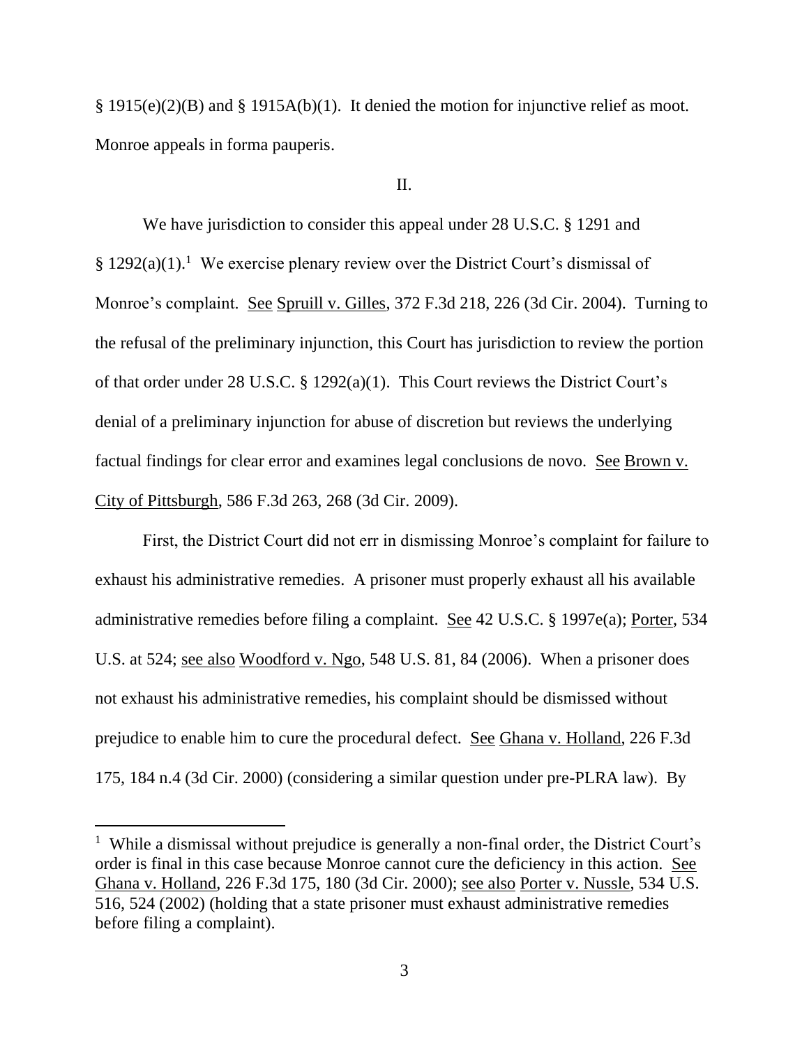§ 1915(e)(2)(B) and § 1915A(b)(1). It denied the motion for injunctive relief as moot. Monroe appeals in forma pauperis.

## II.

We have jurisdiction to consider this appeal under 28 U.S.C. § 1291 and § 1292(a)(1).[1] We exercise plenary review over the District Court's dismissal of Monroe's complaint. See Spruill v. Gilles, 372 F.3d 218, 226 (3d Cir. 2004). Turning to the refusal of the preliminary injunction, this Court has jurisdiction to review the portion of that order under 28 U.S.C. § 1292(a)(1). This Court reviews the District Court's denial of a preliminary injunction for abuse of discretion but reviews the underlying factual findings for clear error and examines legal conclusions de novo. See Brown v. City of Pittsburgh, 586 F.3d 263, 268 (3d Cir. 2009).

First, the District Court did not err in dismissing Monroe's complaint for failure to exhaust his administrative remedies. A prisoner must properly exhaust all his available administrative remedies before filing a complaint. See 42 U.S.C. § 1997e(a); Porter, 534 U.S. at 524; see also Woodford v. Ngo, 548 U.S. 81, 84 (2006). When a prisoner does not exhaust his administrative remedies, his complaint should be dismissed without prejudice to enable him to cure the procedural defect. See Ghana v. Holland, 226 F.3d 175, 184 n.4 (3d Cir. 2000) (considering a similar question under pre-PLRA law). By

---

[1] While a dismissal without prejudice is generally a non-final order, the District Court's order is final in this case because Monroe cannot cure the deficiency in this action. See Ghana v. Holland, 226 F.3d 175, 180 (3d Cir. 2000); see also Porter v. Nussle, 534 U.S. 516, 524 (2002) (holding that a state prisoner must exhaust administrative remedies before filing a complaint).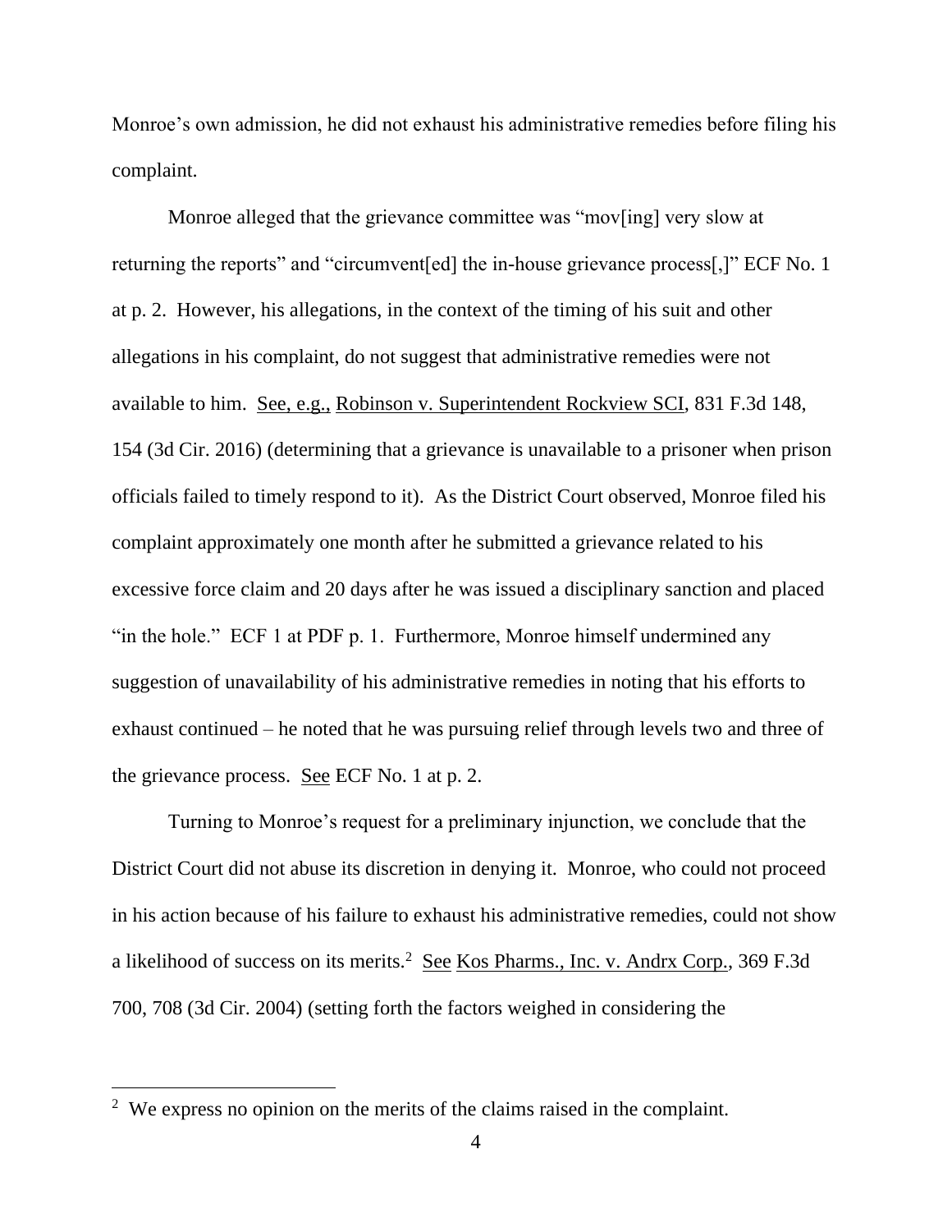Monroe's own admission, he did not exhaust his administrative remedies before filing his complaint.

Monroe alleged that the grievance committee was "mov[ing] very slow at returning the reports" and "circumvent[ed] the in-house grievance process[,]" ECF No. 1 at p. 2. However, his allegations, in the context of the timing of his suit and other allegations in his complaint, do not suggest that administrative remedies were not available to him. See, e.g., Robinson v. Superintendent Rockview SCI, 831 F.3d 148, 154 (3d Cir. 2016) (determining that a grievance is unavailable to a prisoner when prison officials failed to timely respond to it). As the District Court observed, Monroe filed his complaint approximately one month after he submitted a grievance related to his excessive force claim and 20 days after he was issued a disciplinary sanction and placed "in the hole." ECF 1 at PDF p. 1. Furthermore, Monroe himself undermined any suggestion of unavailability of his administrative remedies in noting that his efforts to exhaust continued – he noted that he was pursuing relief through levels two and three of the grievance process. See ECF No. 1 at p. 2.

Turning to Monroe's request for a preliminary injunction, we conclude that the District Court did not abuse its discretion in denying it. Monroe, who could not proceed in his action because of his failure to exhaust his administrative remedies, could not show a likelihood of success on its merits.[2] See Kos Pharms., Inc. v. Andrx Corp., 369 F.3d 700, 708 (3d Cir. 2004) (setting forth the factors weighed in considering the

[2] We express no opinion on the merits of the claims raised in the complaint.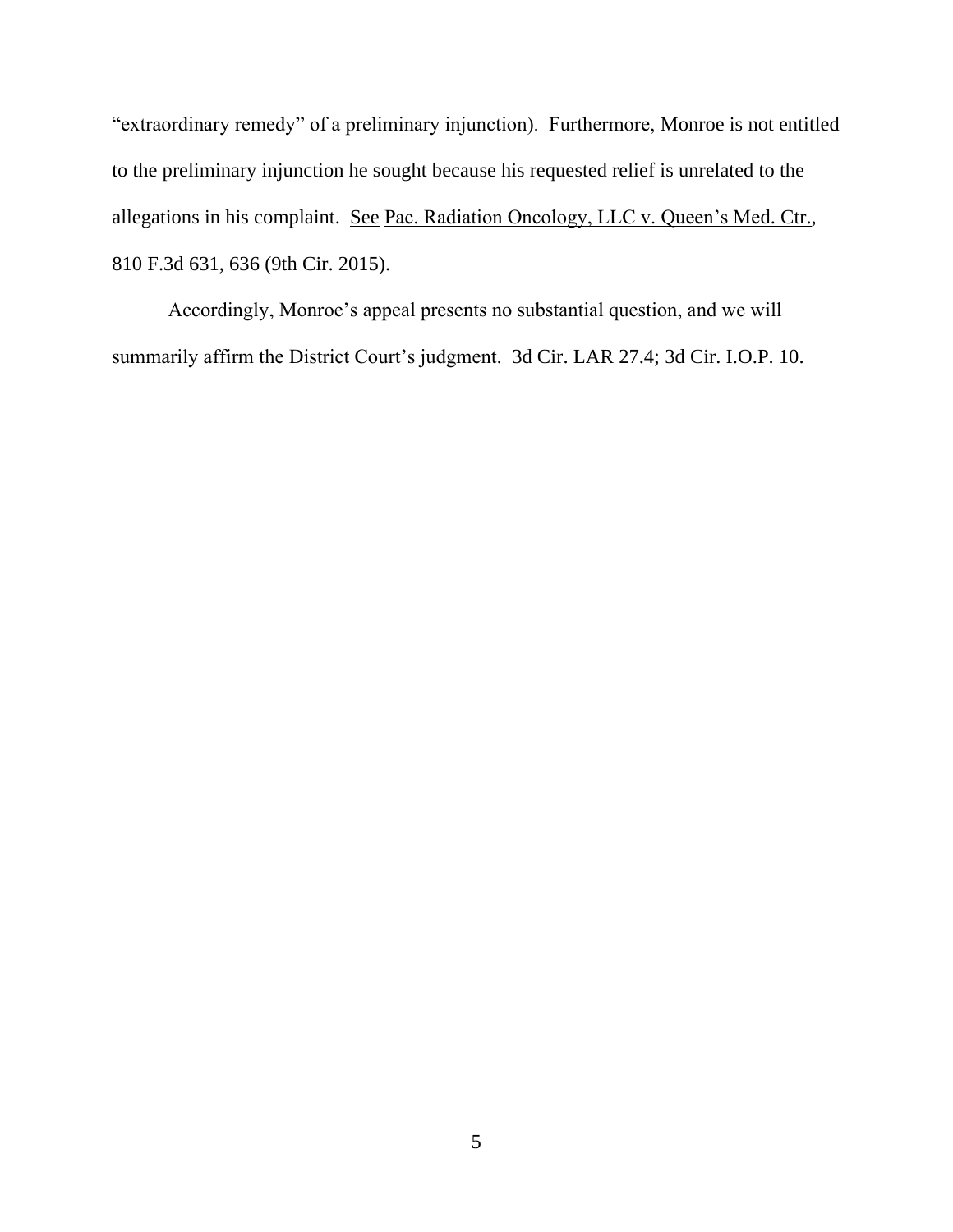"extraordinary remedy" of a preliminary injunction). Furthermore, Monroe is not entitled to the preliminary injunction he sought because his requested relief is unrelated to the allegations in his complaint. See Pac. Radiation Oncology, LLC v. Queen's Med. Ctr., 810 F.3d 631, 636 (9th Cir. 2015).

Accordingly, Monroe's appeal presents no substantial question, and we will summarily affirm the District Court's judgment. 3d Cir. LAR 27.4; 3d Cir. I.O.P. 10.